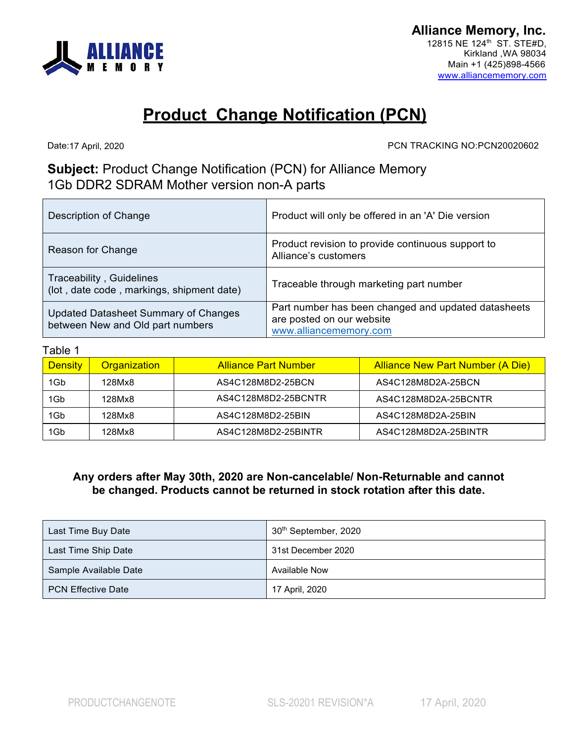**Alliance Memory, Inc.**
12815 NE 124th ST. STE#D,
Kirkland ,WA 98034
Main +1 (425)898-4566
www.alliancememory.com

# Product Change Notification (PCN)

Date:17 April, 2020

PCN TRACKING NO:PCN20020602

**Subject:** Product Change Notification (PCN) for Alliance Memory 1Gb DDR2 SDRAM Mother version non-A parts

| | |
|---|---|
| Description of Change | Product will only be offered in an 'A' Die version |
| Reason for Change | Product revision to provide continuous support to Alliance's customers |
| Traceability , Guidelines (lot , date code , markings, shipment date) | Traceable through marketing part number |
| Updated Datasheet Summary of Changes between New and Old part numbers | Part number has been changed and updated datasheets are posted on our website www.alliancememory.com |

Table 1

| Density | Organization | Alliance Part Number | Alliance New Part Number (A Die) |
|---|---|---|---|
| 1Gb | 128Mx8 | AS4C128M8D2-25BCN | AS4C128M8D2A-25BCN |
| 1Gb | 128Mx8 | AS4C128M8D2-25BCNTR | AS4C128M8D2A-25BCNTR |
| 1Gb | 128Mx8 | AS4C128M8D2-25BIN | AS4C128M8D2A-25BIN |
| 1Gb | 128Mx8 | AS4C128M8D2-25BINTR | AS4C128M8D2A-25BINTR |

**Any orders after May 30th, 2020 are Non-cancelable/ Non-Returnable and cannot be changed. Products cannot be returned in stock rotation after this date.**

| | |
|---|---|
| Last Time Buy Date | 30th September, 2020 |
| Last Time Ship Date | 31st December 2020 |
| Sample Available Date | Available Now |
| PCN Effective Date | 17 April, 2020 |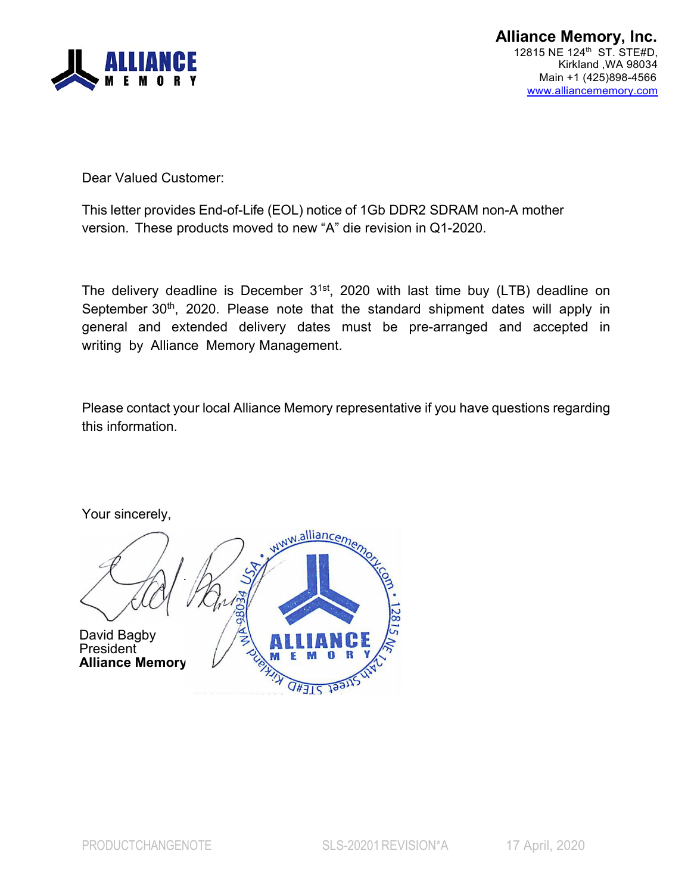**Alliance Memory, Inc.**
12815 NE 124th ST. STE#D,
Kirkland ,WA 98034
Main +1 (425)898-4566
www.alliancememory.com

Dear Valued Customer:

This letter provides End-of-Life (EOL) notice of 1Gb DDR2 SDRAM non-A mother version. These products moved to new "A" die revision in Q1-2020.

The delivery deadline is December 31st, 2020 with last time buy (LTB) deadline on September 30th, 2020. Please note that the standard shipment dates will apply in general and extended delivery dates must be pre-arranged and accepted in writing by Alliance Memory Management.

Please contact your local Alliance Memory representative if you have questions regarding this information.

Your sincerely,

David Bagby
President
**Alliance Memory**

PRODUCTCHANGENOTE SLS-20201 REVISION*A 17 April, 2020